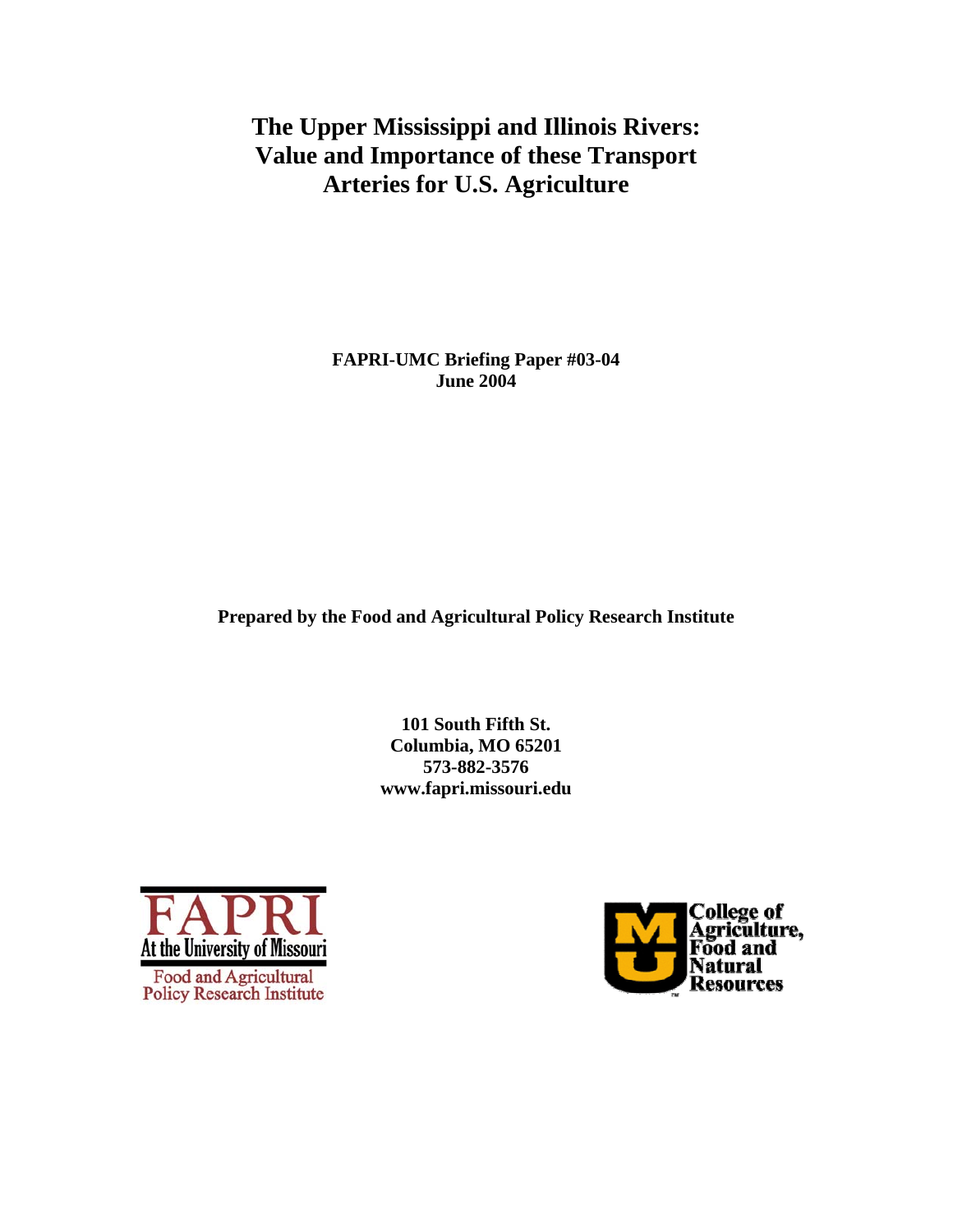# The Upper Mississippi and Illinois Rivers: Value and Importance of these Transport Arteries for U.S. Agriculture

**FAPRI-UMC Briefing Paper #03-04**
**June 2004**

**Prepared by the Food and Agricultural Policy Research Institute**

**101 South Fifth St.**
**Columbia, MO 65201**
**573-882-3576**
**www.fapri.missouri.edu**

FAPRI
At the University of Missouri
Food and Agricultural Policy Research Institute

College of Agriculture, Food and Natural Resources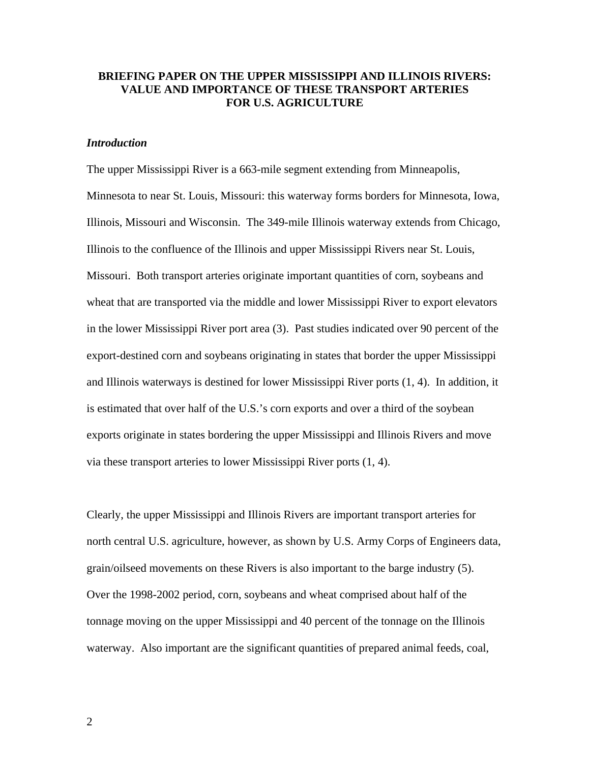# BRIEFING PAPER ON THE UPPER MISSISSIPPI AND ILLINOIS RIVERS: VALUE AND IMPORTANCE OF THESE TRANSPORT ARTERIES FOR U.S. AGRICULTURE

***Introduction***

The upper Mississippi River is a 663-mile segment extending from Minneapolis, Minnesota to near St. Louis, Missouri: this waterway forms borders for Minnesota, Iowa, Illinois, Missouri and Wisconsin. The 349-mile Illinois waterway extends from Chicago, Illinois to the confluence of the Illinois and upper Mississippi Rivers near St. Louis, Missouri. Both transport arteries originate important quantities of corn, soybeans and wheat that are transported via the middle and lower Mississippi River to export elevators in the lower Mississippi River port area (3). Past studies indicated over 90 percent of the export-destined corn and soybeans originating in states that border the upper Mississippi and Illinois waterways is destined for lower Mississippi River ports (1, 4). In addition, it is estimated that over half of the U.S.'s corn exports and over a third of the soybean exports originate in states bordering the upper Mississippi and Illinois Rivers and move via these transport arteries to lower Mississippi River ports (1, 4).

Clearly, the upper Mississippi and Illinois Rivers are important transport arteries for north central U.S. agriculture, however, as shown by U.S. Army Corps of Engineers data, grain/oilseed movements on these Rivers is also important to the barge industry (5). Over the 1998-2002 period, corn, soybeans and wheat comprised about half of the tonnage moving on the upper Mississippi and 40 percent of the tonnage on the Illinois waterway. Also important are the significant quantities of prepared animal feeds, coal,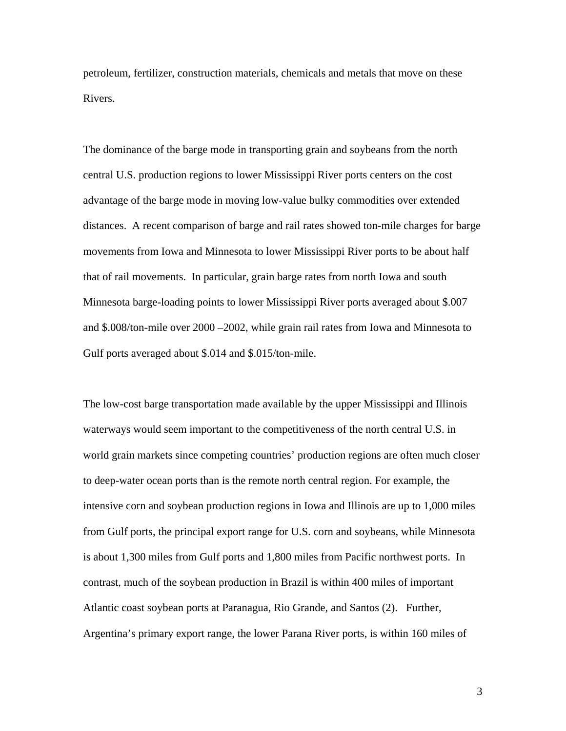petroleum, fertilizer, construction materials, chemicals and metals that move on these Rivers.

The dominance of the barge mode in transporting grain and soybeans from the north central U.S. production regions to lower Mississippi River ports centers on the cost advantage of the barge mode in moving low-value bulky commodities over extended distances. A recent comparison of barge and rail rates showed ton-mile charges for barge movements from Iowa and Minnesota to lower Mississippi River ports to be about half that of rail movements. In particular, grain barge rates from north Iowa and south Minnesota barge-loading points to lower Mississippi River ports averaged about $.007 and $.008/ton-mile over 2000 –2002, while grain rail rates from Iowa and Minnesota to Gulf ports averaged about $.014 and $.015/ton-mile.

The low-cost barge transportation made available by the upper Mississippi and Illinois waterways would seem important to the competitiveness of the north central U.S. in world grain markets since competing countries' production regions are often much closer to deep-water ocean ports than is the remote north central region. For example, the intensive corn and soybean production regions in Iowa and Illinois are up to 1,000 miles from Gulf ports, the principal export range for U.S. corn and soybeans, while Minnesota is about 1,300 miles from Gulf ports and 1,800 miles from Pacific northwest ports. In contrast, much of the soybean production in Brazil is within 400 miles of important Atlantic coast soybean ports at Paranagua, Rio Grande, and Santos (2). Further, Argentina's primary export range, the lower Parana River ports, is within 160 miles of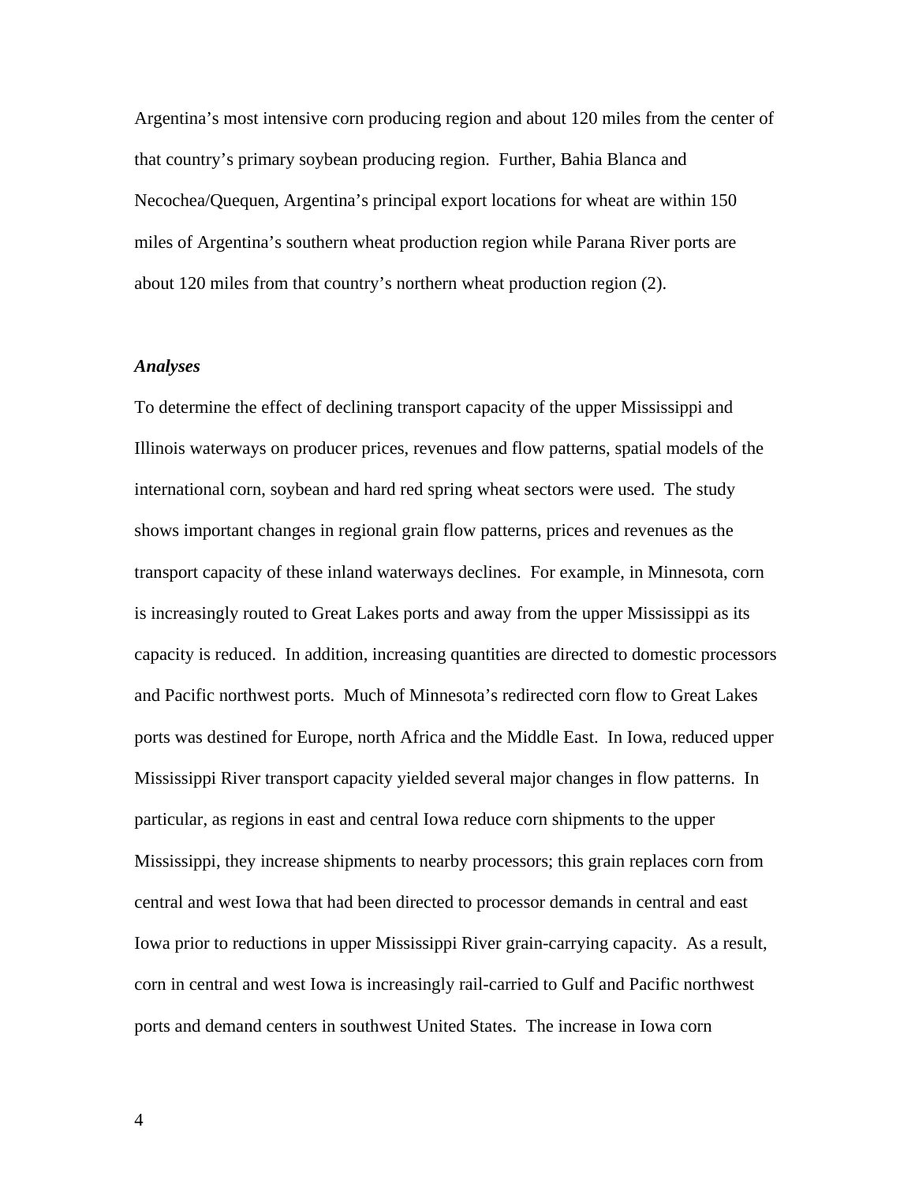Argentina's most intensive corn producing region and about 120 miles from the center of that country's primary soybean producing region. Further, Bahia Blanca and Necochea/Quequen, Argentina's principal export locations for wheat are within 150 miles of Argentina's southern wheat production region while Parana River ports are about 120 miles from that country's northern wheat production region (2).

### *Analyses*

To determine the effect of declining transport capacity of the upper Mississippi and Illinois waterways on producer prices, revenues and flow patterns, spatial models of the international corn, soybean and hard red spring wheat sectors were used. The study shows important changes in regional grain flow patterns, prices and revenues as the transport capacity of these inland waterways declines. For example, in Minnesota, corn is increasingly routed to Great Lakes ports and away from the upper Mississippi as its capacity is reduced. In addition, increasing quantities are directed to domestic processors and Pacific northwest ports. Much of Minnesota's redirected corn flow to Great Lakes ports was destined for Europe, north Africa and the Middle East. In Iowa, reduced upper Mississippi River transport capacity yielded several major changes in flow patterns. In particular, as regions in east and central Iowa reduce corn shipments to the upper Mississippi, they increase shipments to nearby processors; this grain replaces corn from central and west Iowa that had been directed to processor demands in central and east Iowa prior to reductions in upper Mississippi River grain-carrying capacity. As a result, corn in central and west Iowa is increasingly rail-carried to Gulf and Pacific northwest ports and demand centers in southwest United States. The increase in Iowa corn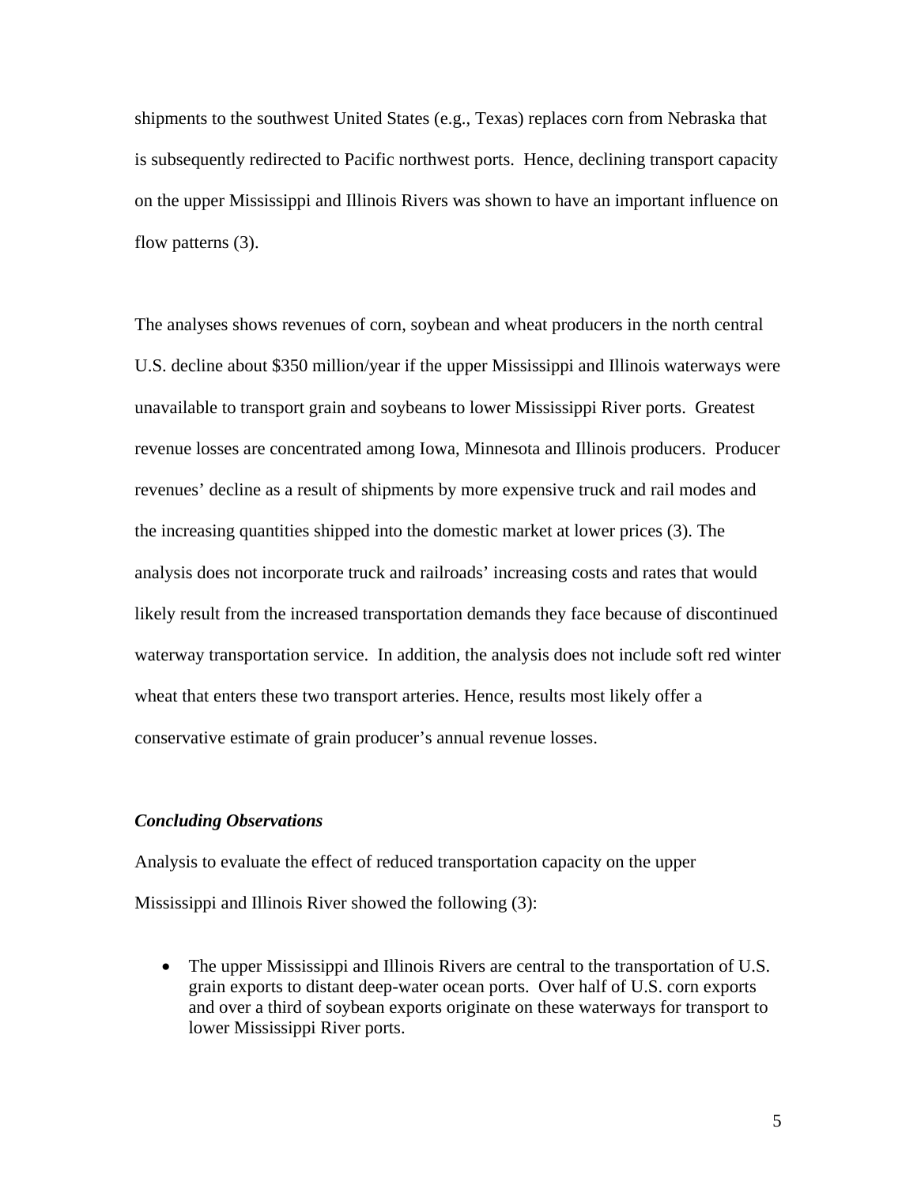shipments to the southwest United States (e.g., Texas) replaces corn from Nebraska that is subsequently redirected to Pacific northwest ports. Hence, declining transport capacity on the upper Mississippi and Illinois Rivers was shown to have an important influence on flow patterns (3).

The analyses shows revenues of corn, soybean and wheat producers in the north central U.S. decline about $350 million/year if the upper Mississippi and Illinois waterways were unavailable to transport grain and soybeans to lower Mississippi River ports. Greatest revenue losses are concentrated among Iowa, Minnesota and Illinois producers. Producer revenues' decline as a result of shipments by more expensive truck and rail modes and the increasing quantities shipped into the domestic market at lower prices (3). The analysis does not incorporate truck and railroads' increasing costs and rates that would likely result from the increased transportation demands they face because of discontinued waterway transportation service. In addition, the analysis does not include soft red winter wheat that enters these two transport arteries. Hence, results most likely offer a conservative estimate of grain producer's annual revenue losses.

***Concluding Observations***

Analysis to evaluate the effect of reduced transportation capacity on the upper Mississippi and Illinois River showed the following (3):

- The upper Mississippi and Illinois Rivers are central to the transportation of U.S. grain exports to distant deep-water ocean ports. Over half of U.S. corn exports and over a third of soybean exports originate on these waterways for transport to lower Mississippi River ports.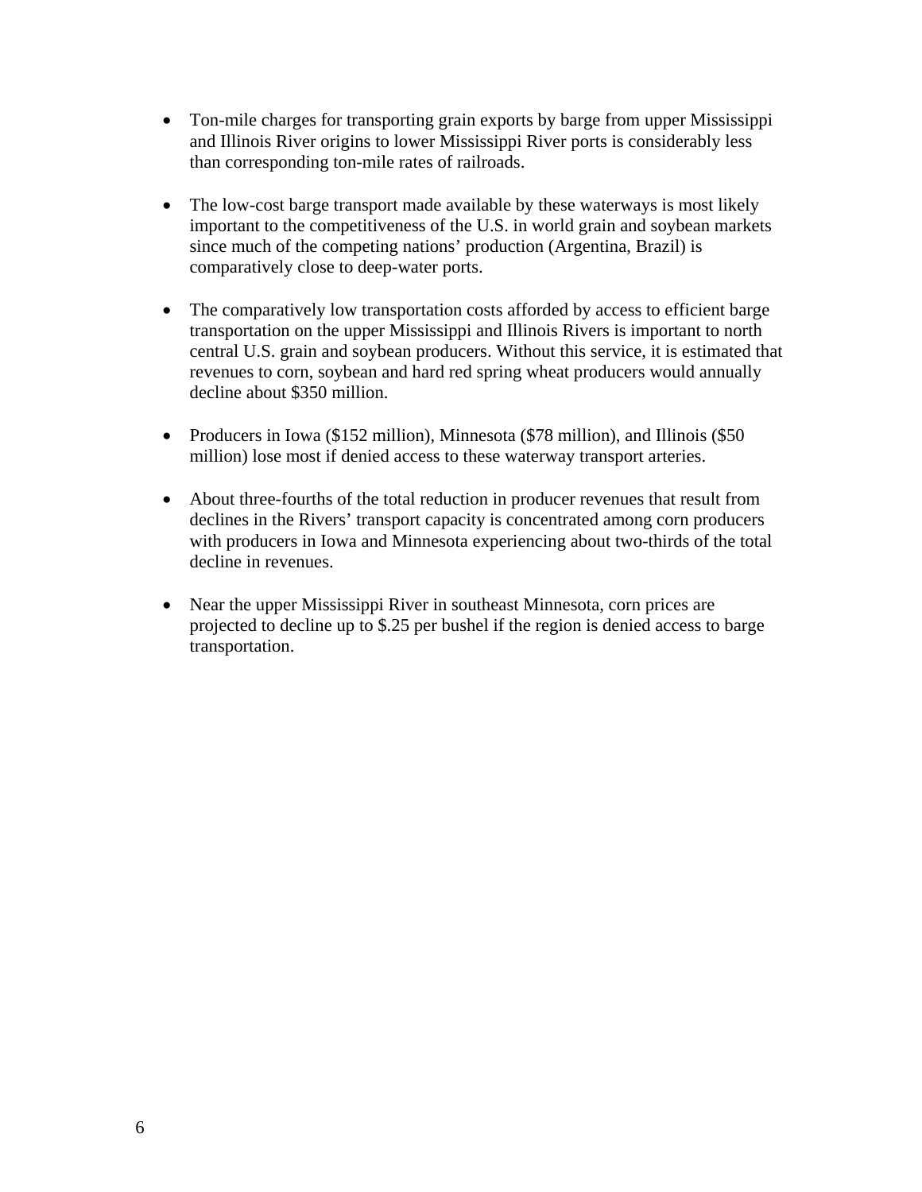- Ton-mile charges for transporting grain exports by barge from upper Mississippi and Illinois River origins to lower Mississippi River ports is considerably less than corresponding ton-mile rates of railroads.

- The low-cost barge transport made available by these waterways is most likely important to the competitiveness of the U.S. in world grain and soybean markets since much of the competing nations' production (Argentina, Brazil) is comparatively close to deep-water ports.

- The comparatively low transportation costs afforded by access to efficient barge transportation on the upper Mississippi and Illinois Rivers is important to north central U.S. grain and soybean producers. Without this service, it is estimated that revenues to corn, soybean and hard red spring wheat producers would annually decline about $350 million.

- Producers in Iowa ($152 million), Minnesota ($78 million), and Illinois ($50 million) lose most if denied access to these waterway transport arteries.

- About three-fourths of the total reduction in producer revenues that result from declines in the Rivers' transport capacity is concentrated among corn producers with producers in Iowa and Minnesota experiencing about two-thirds of the total decline in revenues.

- Near the upper Mississippi River in southeast Minnesota, corn prices are projected to decline up to $.25 per bushel if the region is denied access to barge transportation.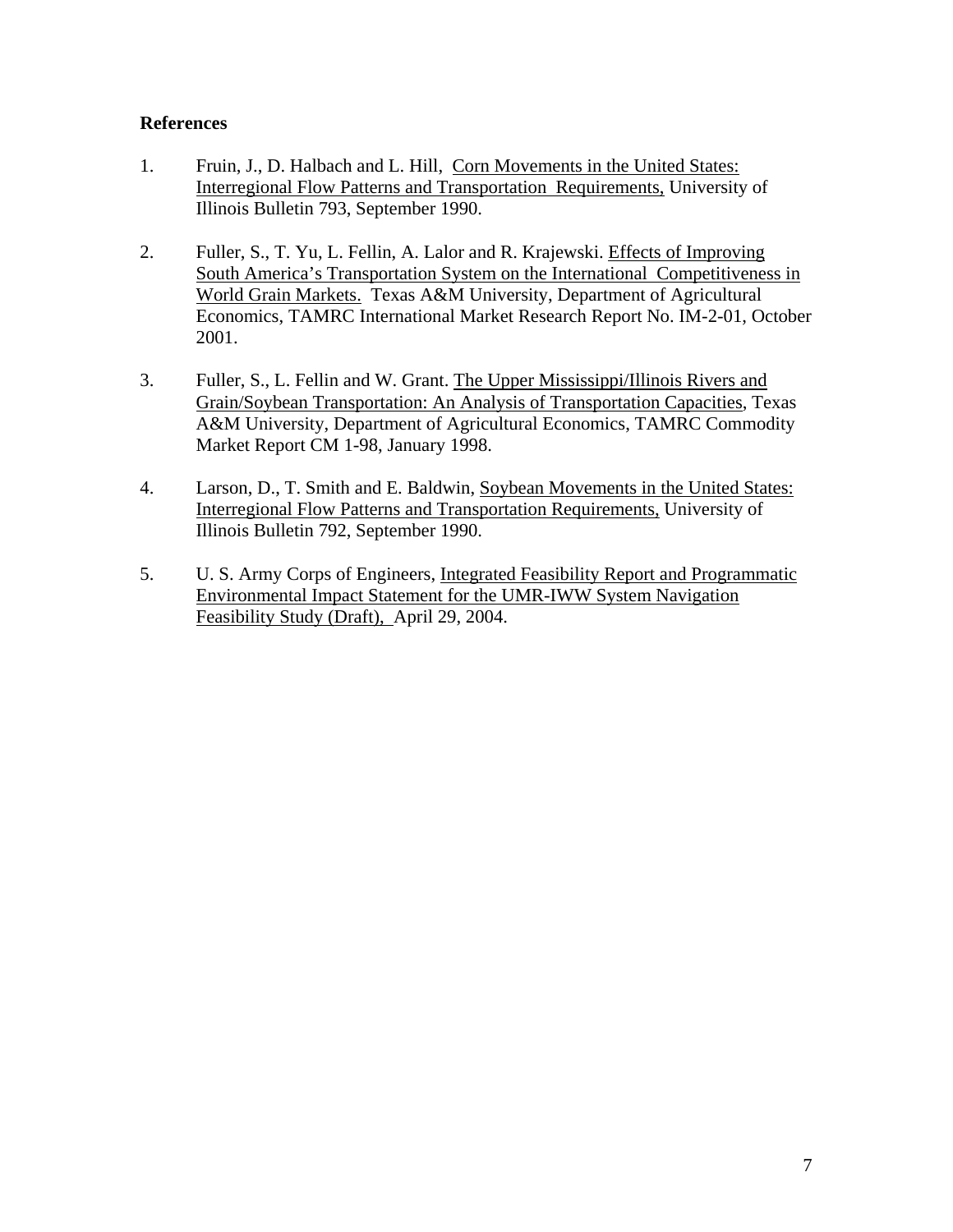**References**

1. Fruin, J., D. Halbach and L. Hill, Corn Movements in the United States: Interregional Flow Patterns and Transportation Requirements, University of Illinois Bulletin 793, September 1990.

2. Fuller, S., T. Yu, L. Fellin, A. Lalor and R. Krajewski. Effects of Improving South America's Transportation System on the International Competitiveness in World Grain Markets. Texas A&M University, Department of Agricultural Economics, TAMRC International Market Research Report No. IM-2-01, October 2001.

3. Fuller, S., L. Fellin and W. Grant. The Upper Mississippi/Illinois Rivers and Grain/Soybean Transportation: An Analysis of Transportation Capacities, Texas A&M University, Department of Agricultural Economics, TAMRC Commodity Market Report CM 1-98, January 1998.

4. Larson, D., T. Smith and E. Baldwin, Soybean Movements in the United States: Interregional Flow Patterns and Transportation Requirements, University of Illinois Bulletin 792, September 1990.

5. U. S. Army Corps of Engineers, Integrated Feasibility Report and Programmatic Environmental Impact Statement for the UMR-IWW System Navigation Feasibility Study (Draft), April 29, 2004.